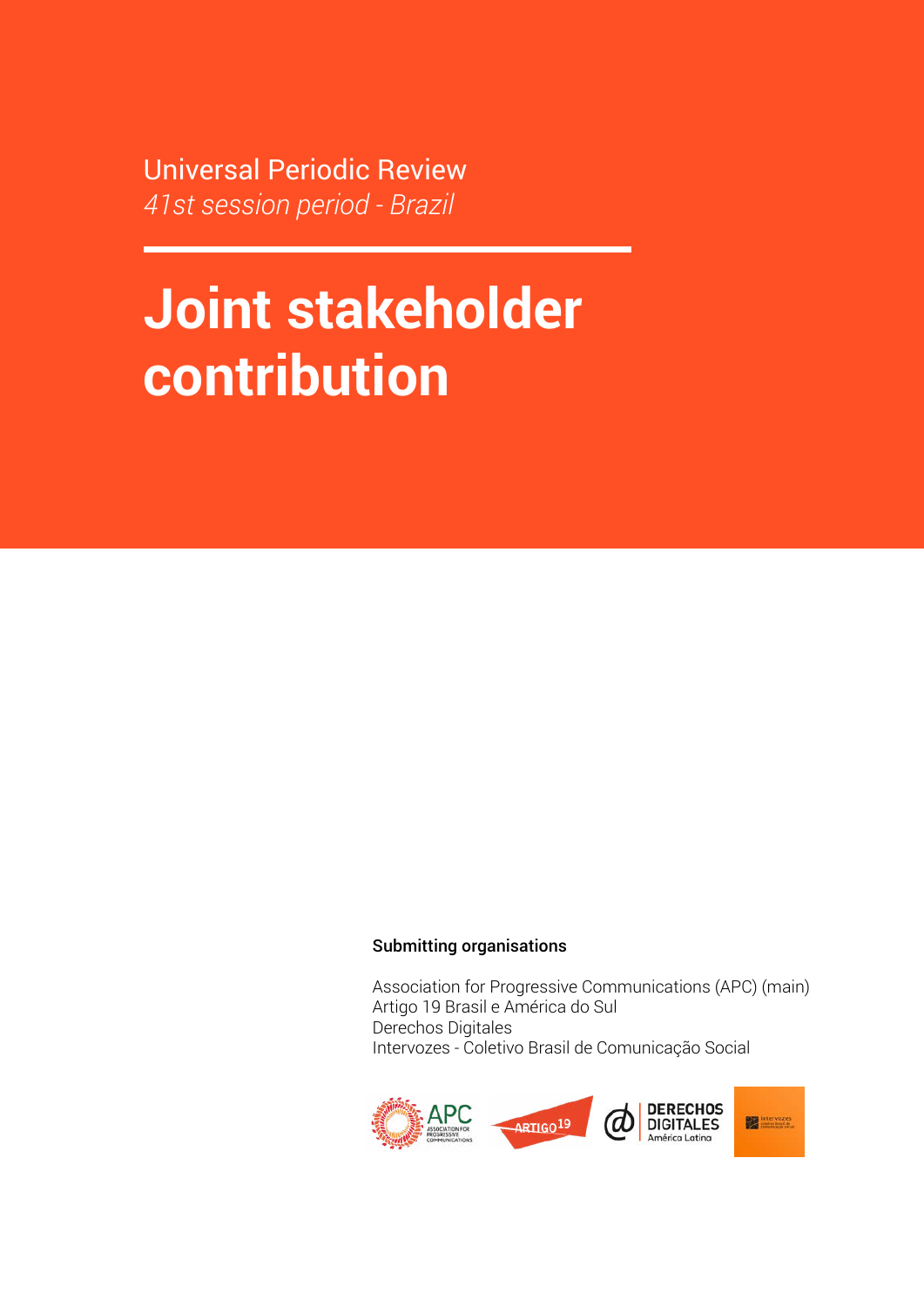Universal Periodic Review

*41st session period - Brazil*

# Joint stakeholder contribution

**Submitting organisations**

Association for Progressive Communications (APC) (main)
Artigo 19 Brasil e América do Sul
Derechos Digitales
Intervozes - Coletivo Brasil de Comunicação Social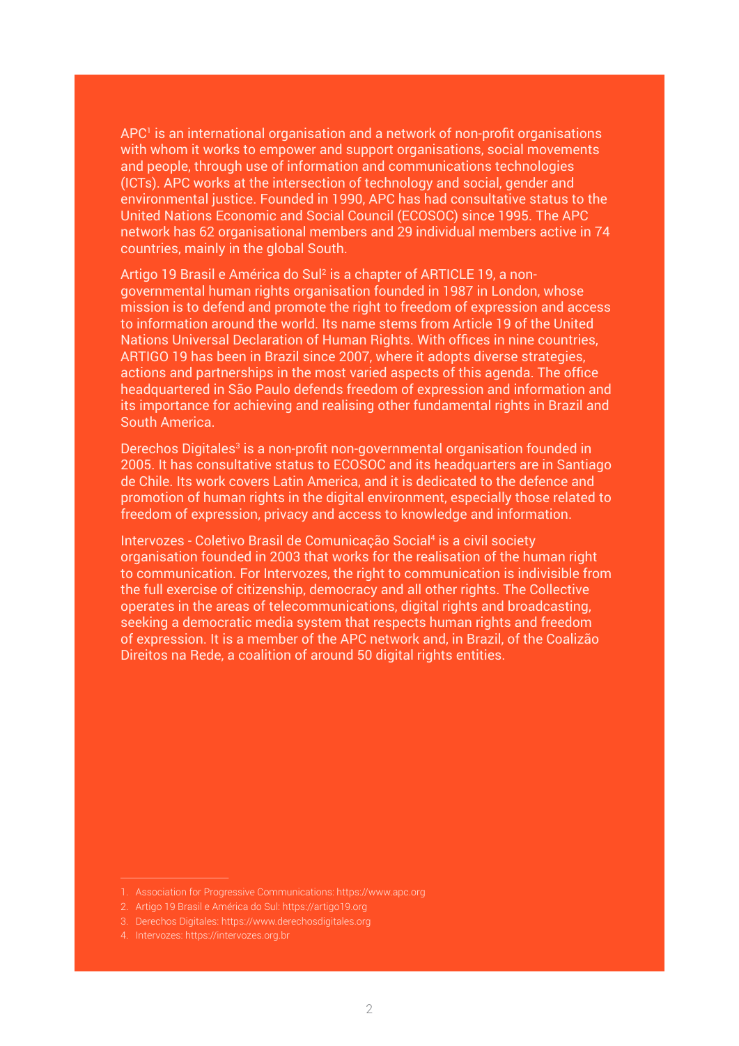APC[1] is an international organisation and a network of non-profit organisations with whom it works to empower and support organisations, social movements and people, through use of information and communications technologies (ICTs). APC works at the intersection of technology and social, gender and environmental justice. Founded in 1990, APC has had consultative status to the United Nations Economic and Social Council (ECOSOC) since 1995. The APC network has 62 organisational members and 29 individual members active in 74 countries, mainly in the global South.

Artigo 19 Brasil e América do Sul[2] is a chapter of ARTICLE 19, a non-governmental human rights organisation founded in 1987 in London, whose mission is to defend and promote the right to freedom of expression and access to information around the world. Its name stems from Article 19 of the United Nations Universal Declaration of Human Rights. With offices in nine countries, ARTIGO 19 has been in Brazil since 2007, where it adopts diverse strategies, actions and partnerships in the most varied aspects of this agenda. The office headquartered in São Paulo defends freedom of expression and information and its importance for achieving and realising other fundamental rights in Brazil and South America.

Derechos Digitales[3] is a non-profit non-governmental organisation founded in 2005. It has consultative status to ECOSOC and its headquarters are in Santiago de Chile. Its work covers Latin America, and it is dedicated to the defence and promotion of human rights in the digital environment, especially those related to freedom of expression, privacy and access to knowledge and information.

Intervozes - Coletivo Brasil de Comunicação Social[4] is a civil society organisation founded in 2003 that works for the realisation of the human right to communication. For Intervozes, the right to communication is indivisible from the full exercise of citizenship, democracy and all other rights. The Collective operates in the areas of telecommunications, digital rights and broadcasting, seeking a democratic media system that respects human rights and freedom of expression. It is a member of the APC network and, in Brazil, of the Coalizão Direitos na Rede, a coalition of around 50 digital rights entities.

---

1. Association for Progressive Communications: https://www.apc.org
2. Artigo 19 Brasil e América do Sul: https://artigo19.org
3. Derechos Digitales: https://www.derechosdigitales.org
4. Intervozes: https://intervozes.org.br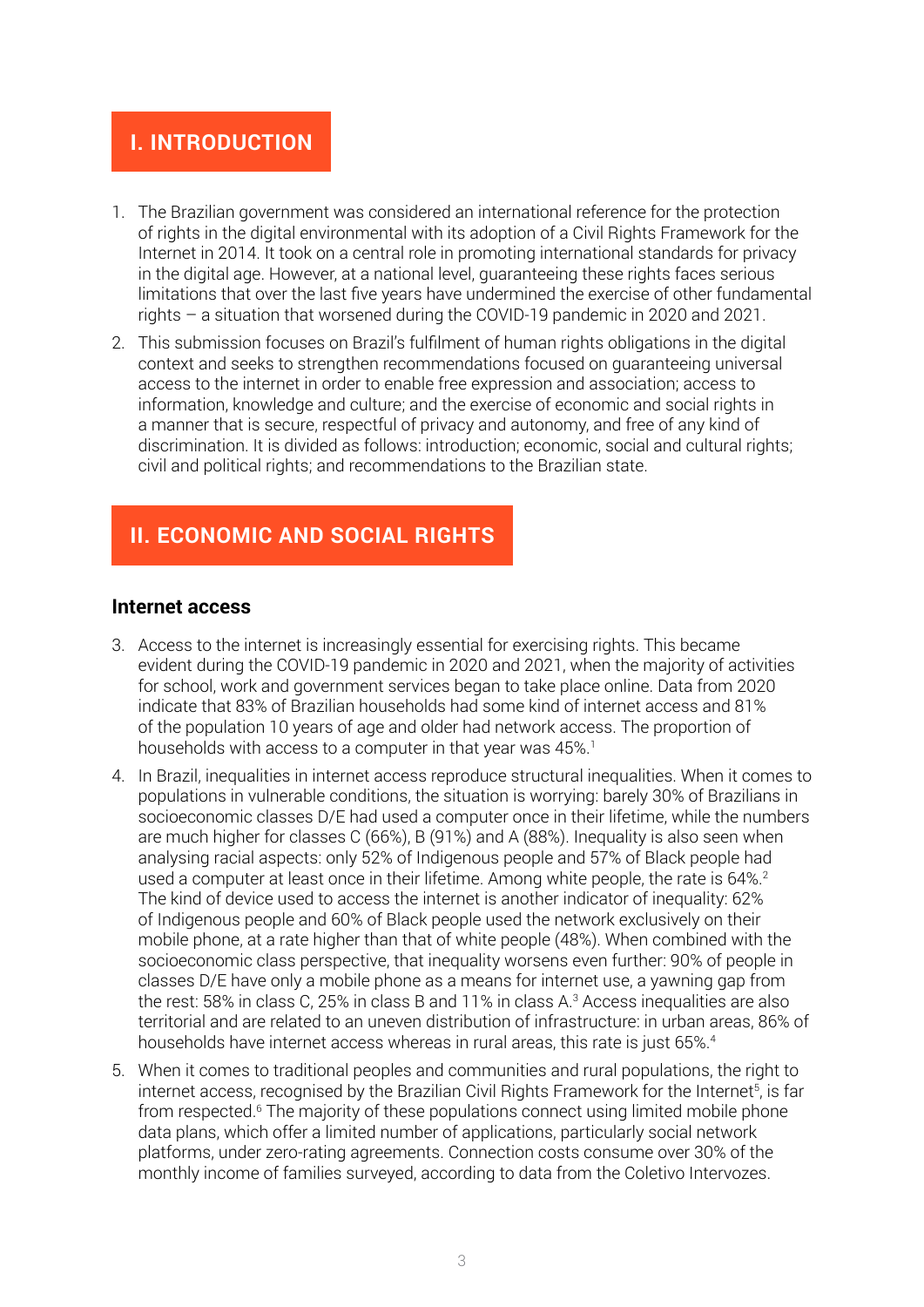## I. INTRODUCTION

1. The Brazilian government was considered an international reference for the protection of rights in the digital environmental with its adoption of a Civil Rights Framework for the Internet in 2014. It took on a central role in promoting international standards for privacy in the digital age. However, at a national level, guaranteeing these rights faces serious limitations that over the last five years have undermined the exercise of other fundamental rights – a situation that worsened during the COVID-19 pandemic in 2020 and 2021.

2. This submission focuses on Brazil's fulfilment of human rights obligations in the digital context and seeks to strengthen recommendations focused on guaranteeing universal access to the internet in order to enable free expression and association; access to information, knowledge and culture; and the exercise of economic and social rights in a manner that is secure, respectful of privacy and autonomy, and free of any kind of discrimination. It is divided as follows: introduction; economic, social and cultural rights; civil and political rights; and recommendations to the Brazilian state.

## II. ECONOMIC AND SOCIAL RIGHTS

### Internet access

3. Access to the internet is increasingly essential for exercising rights. This became evident during the COVID-19 pandemic in 2020 and 2021, when the majority of activities for school, work and government services began to take place online. Data from 2020 indicate that 83% of Brazilian households had some kind of internet access and 81% of the population 10 years of age and older had network access. The proportion of households with access to a computer in that year was 45%.[1]

4. In Brazil, inequalities in internet access reproduce structural inequalities. When it comes to populations in vulnerable conditions, the situation is worrying: barely 30% of Brazilians in socioeconomic classes D/E had used a computer once in their lifetime, while the numbers are much higher for classes C (66%), B (91%) and A (88%). Inequality is also seen when analysing racial aspects: only 52% of Indigenous people and 57% of Black people had used a computer at least once in their lifetime. Among white people, the rate is 64%.[2] The kind of device used to access the internet is another indicator of inequality: 62% of Indigenous people and 60% of Black people used the network exclusively on their mobile phone, at a rate higher than that of white people (48%). When combined with the socioeconomic class perspective, that inequality worsens even further: 90% of people in classes D/E have only a mobile phone as a means for internet use, a yawning gap from the rest: 58% in class C, 25% in class B and 11% in class A.[3] Access inequalities are also territorial and are related to an uneven distribution of infrastructure: in urban areas, 86% of households have internet access whereas in rural areas, this rate is just 65%.[4]

5. When it comes to traditional peoples and communities and rural populations, the right to internet access, recognised by the Brazilian Civil Rights Framework for the Internet[5], is far from respected.[6] The majority of these populations connect using limited mobile phone data plans, which offer a limited number of applications, particularly social network platforms, under zero-rating agreements. Connection costs consume over 30% of the monthly income of families surveyed, according to data from the Coletivo Intervozes.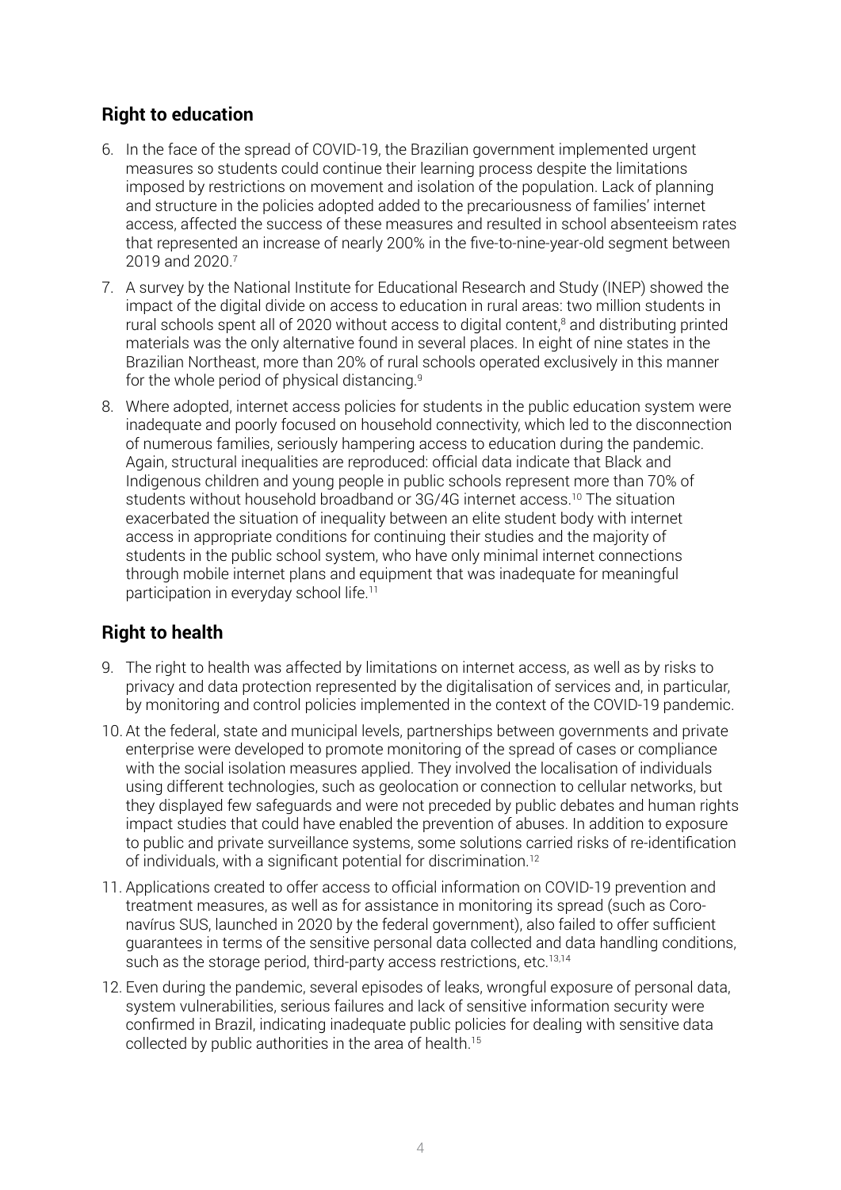## Right to education

6. In the face of the spread of COVID-19, the Brazilian government implemented urgent measures so students could continue their learning process despite the limitations imposed by restrictions on movement and isolation of the population. Lack of planning and structure in the policies adopted added to the precariousness of families' internet access, affected the success of these measures and resulted in school absenteeism rates that represented an increase of nearly 200% in the five-to-nine-year-old segment between 2019 and 2020.[7]
7. A survey by the National Institute for Educational Research and Study (INEP) showed the impact of the digital divide on access to education in rural areas: two million students in rural schools spent all of 2020 without access to digital content,[8] and distributing printed materials was the only alternative found in several places. In eight of nine states in the Brazilian Northeast, more than 20% of rural schools operated exclusively in this manner for the whole period of physical distancing.[9]
8. Where adopted, internet access policies for students in the public education system were inadequate and poorly focused on household connectivity, which led to the disconnection of numerous families, seriously hampering access to education during the pandemic. Again, structural inequalities are reproduced: official data indicate that Black and Indigenous children and young people in public schools represent more than 70% of students without household broadband or 3G/4G internet access.[10] The situation exacerbated the situation of inequality between an elite student body with internet access in appropriate conditions for continuing their studies and the majority of students in the public school system, who have only minimal internet connections through mobile internet plans and equipment that was inadequate for meaningful participation in everyday school life.[11]

## Right to health

9. The right to health was affected by limitations on internet access, as well as by risks to privacy and data protection represented by the digitalisation of services and, in particular, by monitoring and control policies implemented in the context of the COVID-19 pandemic.
10. At the federal, state and municipal levels, partnerships between governments and private enterprise were developed to promote monitoring of the spread of cases or compliance with the social isolation measures applied. They involved the localisation of individuals using different technologies, such as geolocation or connection to cellular networks, but they displayed few safeguards and were not preceded by public debates and human rights impact studies that could have enabled the prevention of abuses. In addition to exposure to public and private surveillance systems, some solutions carried risks of re-identification of individuals, with a significant potential for discrimination.[12]
11. Applications created to offer access to official information on COVID-19 prevention and treatment measures, as well as for assistance in monitoring its spread (such as Coronavírus SUS, launched in 2020 by the federal government), also failed to offer sufficient guarantees in terms of the sensitive personal data collected and data handling conditions, such as the storage period, third-party access restrictions, etc.[13,14]
12. Even during the pandemic, several episodes of leaks, wrongful exposure of personal data, system vulnerabilities, serious failures and lack of sensitive information security were confirmed in Brazil, indicating inadequate public policies for dealing with sensitive data collected by public authorities in the area of health.[15]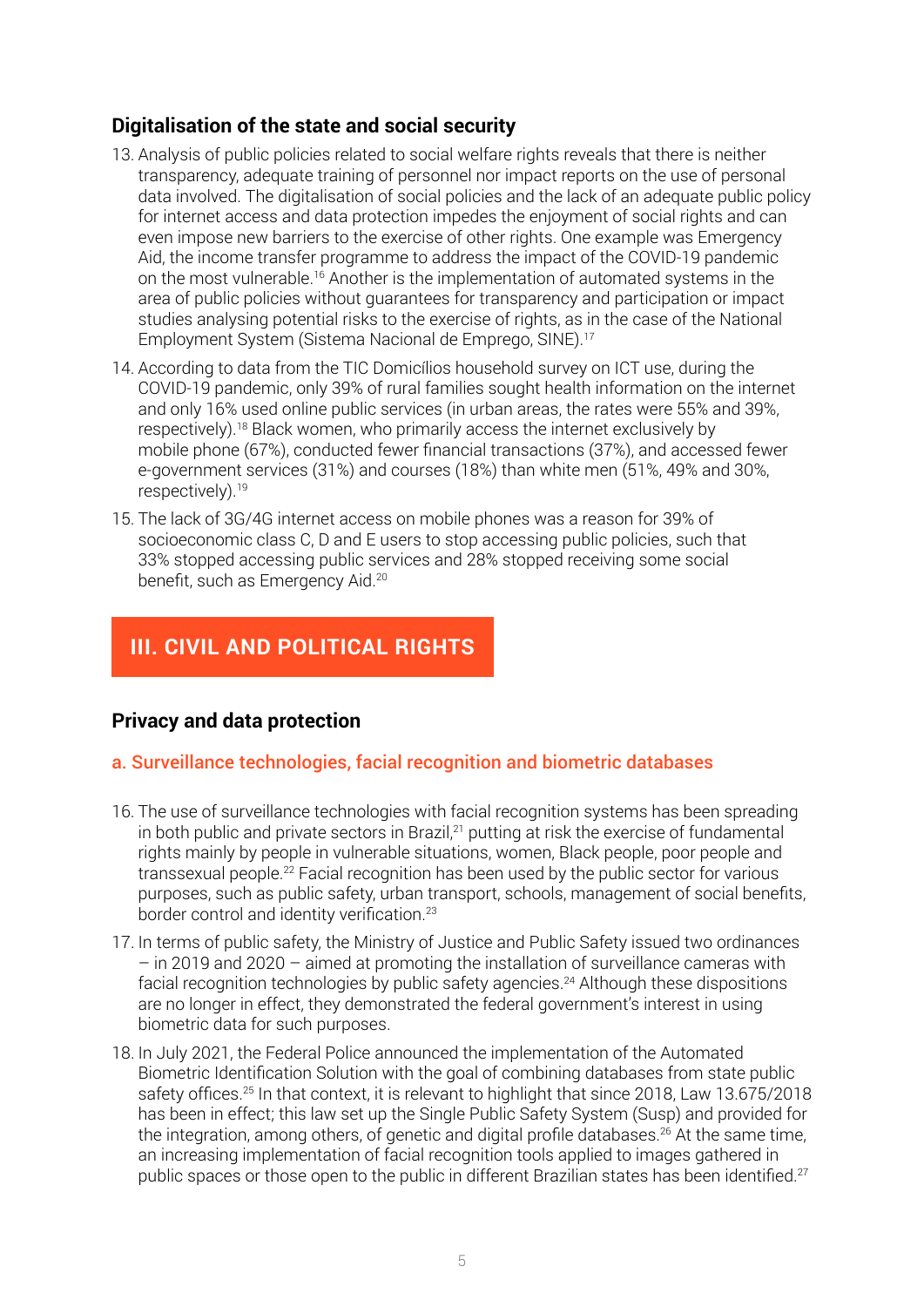## Digitalisation of the state and social security

13. Analysis of public policies related to social welfare rights reveals that there is neither transparency, adequate training of personnel nor impact reports on the use of personal data involved. The digitalisation of social policies and the lack of an adequate public policy for internet access and data protection impedes the enjoyment of social rights and can even impose new barriers to the exercise of other rights. One example was Emergency Aid, the income transfer programme to address the impact of the COVID-19 pandemic on the most vulnerable.[16] Another is the implementation of automated systems in the area of public policies without guarantees for transparency and participation or impact studies analysing potential risks to the exercise of rights, as in the case of the National Employment System (Sistema Nacional de Emprego, SINE).[17]
14. According to data from the TIC Domicílios household survey on ICT use, during the COVID-19 pandemic, only 39% of rural families sought health information on the internet and only 16% used online public services (in urban areas, the rates were 55% and 39%, respectively).[18] Black women, who primarily access the internet exclusively by mobile phone (67%), conducted fewer financial transactions (37%), and accessed fewer e-government services (31%) and courses (18%) than white men (51%, 49% and 30%, respectively).[19]
15. The lack of 3G/4G internet access on mobile phones was a reason for 39% of socioeconomic class C, D and E users to stop accessing public policies, such that 33% stopped accessing public services and 28% stopped receiving some social benefit, such as Emergency Aid.[20]

# III. CIVIL AND POLITICAL RIGHTS

## Privacy and data protection

### a. Surveillance technologies, facial recognition and biometric databases

16. The use of surveillance technologies with facial recognition systems has been spreading in both public and private sectors in Brazil,[21] putting at risk the exercise of fundamental rights mainly by people in vulnerable situations, women, Black people, poor people and transsexual people.[22] Facial recognition has been used by the public sector for various purposes, such as public safety, urban transport, schools, management of social benefits, border control and identity verification.[23]
17. In terms of public safety, the Ministry of Justice and Public Safety issued two ordinances – in 2019 and 2020 – aimed at promoting the installation of surveillance cameras with facial recognition technologies by public safety agencies.[24] Although these dispositions are no longer in effect, they demonstrated the federal government's interest in using biometric data for such purposes.
18. In July 2021, the Federal Police announced the implementation of the Automated Biometric Identification Solution with the goal of combining databases from state public safety offices.[25] In that context, it is relevant to highlight that since 2018, Law 13.675/2018 has been in effect; this law set up the Single Public Safety System (Susp) and provided for the integration, among others, of genetic and digital profile databases.[26] At the same time, an increasing implementation of facial recognition tools applied to images gathered in public spaces or those open to the public in different Brazilian states has been identified.[27]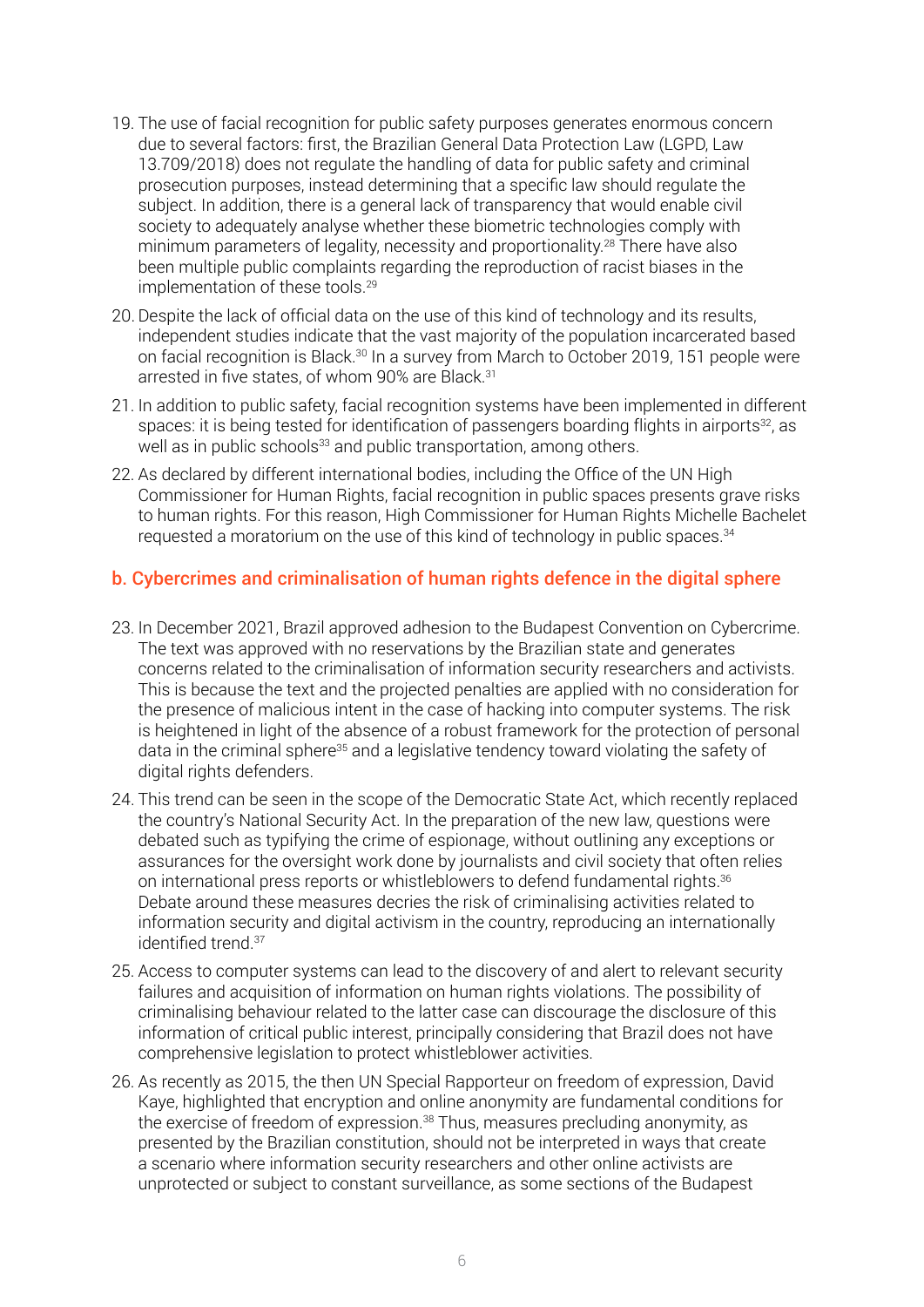19. The use of facial recognition for public safety purposes generates enormous concern due to several factors: first, the Brazilian General Data Protection Law (LGPD, Law 13.709/2018) does not regulate the handling of data for public safety and criminal prosecution purposes, instead determining that a specific law should regulate the subject. In addition, there is a general lack of transparency that would enable civil society to adequately analyse whether these biometric technologies comply with minimum parameters of legality, necessity and proportionality.[28] There have also been multiple public complaints regarding the reproduction of racist biases in the implementation of these tools.[29]

20. Despite the lack of official data on the use of this kind of technology and its results, independent studies indicate that the vast majority of the population incarcerated based on facial recognition is Black.[30] In a survey from March to October 2019, 151 people were arrested in five states, of whom 90% are Black.[31]

21. In addition to public safety, facial recognition systems have been implemented in different spaces: it is being tested for identification of passengers boarding flights in airports[32], as well as in public schools[33] and public transportation, among others.

22. As declared by different international bodies, including the Office of the UN High Commissioner for Human Rights, facial recognition in public spaces presents grave risks to human rights. For this reason, High Commissioner for Human Rights Michelle Bachelet requested a moratorium on the use of this kind of technology in public spaces.[34]

## b. Cybercrimes and criminalisation of human rights defence in the digital sphere

23. In December 2021, Brazil approved adhesion to the Budapest Convention on Cybercrime. The text was approved with no reservations by the Brazilian state and generates concerns related to the criminalisation of information security researchers and activists. This is because the text and the projected penalties are applied with no consideration for the presence of malicious intent in the case of hacking into computer systems. The risk is heightened in light of the absence of a robust framework for the protection of personal data in the criminal sphere[35] and a legislative tendency toward violating the safety of digital rights defenders.

24. This trend can be seen in the scope of the Democratic State Act, which recently replaced the country's National Security Act. In the preparation of the new law, questions were debated such as typifying the crime of espionage, without outlining any exceptions or assurances for the oversight work done by journalists and civil society that often relies on international press reports or whistleblowers to defend fundamental rights.[36] Debate around these measures decries the risk of criminalising activities related to information security and digital activism in the country, reproducing an internationally identified trend.[37]

25. Access to computer systems can lead to the discovery of and alert to relevant security failures and acquisition of information on human rights violations. The possibility of criminalising behaviour related to the latter case can discourage the disclosure of this information of critical public interest, principally considering that Brazil does not have comprehensive legislation to protect whistleblower activities.

26. As recently as 2015, the then UN Special Rapporteur on freedom of expression, David Kaye, highlighted that encryption and online anonymity are fundamental conditions for the exercise of freedom of expression.[38] Thus, measures precluding anonymity, as presented by the Brazilian constitution, should not be interpreted in ways that create a scenario where information security researchers and other online activists are unprotected or subject to constant surveillance, as some sections of the Budapest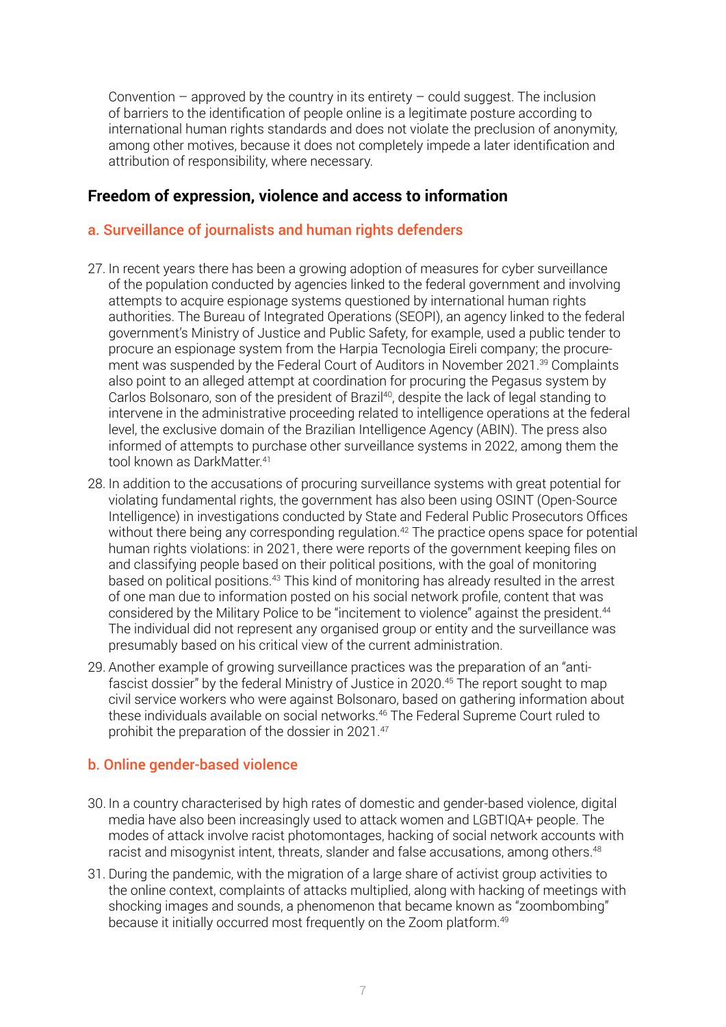Convention – approved by the country in its entirety – could suggest. The inclusion of barriers to the identification of people online is a legitimate posture according to international human rights standards and does not violate the preclusion of anonymity, among other motives, because it does not completely impede a later identification and attribution of responsibility, where necessary.

## Freedom of expression, violence and access to information

### a. Surveillance of journalists and human rights defenders

27. In recent years there has been a growing adoption of measures for cyber surveillance of the population conducted by agencies linked to the federal government and involving attempts to acquire espionage systems questioned by international human rights authorities. The Bureau of Integrated Operations (SEOPI), an agency linked to the federal government's Ministry of Justice and Public Safety, for example, used a public tender to procure an espionage system from the Harpia Tecnologia Eireli company; the procurement was suspended by the Federal Court of Auditors in November 2021.[39] Complaints also point to an alleged attempt at coordination for procuring the Pegasus system by Carlos Bolsonaro, son of the president of Brazil[40], despite the lack of legal standing to intervene in the administrative proceeding related to intelligence operations at the federal level, the exclusive domain of the Brazilian Intelligence Agency (ABIN). The press also informed of attempts to purchase other surveillance systems in 2022, among them the tool known as DarkMatter.[41]
28. In addition to the accusations of procuring surveillance systems with great potential for violating fundamental rights, the government has also been using OSINT (Open-Source Intelligence) in investigations conducted by State and Federal Public Prosecutors Offices without there being any corresponding regulation.[42] The practice opens space for potential human rights violations: in 2021, there were reports of the government keeping files on and classifying people based on their political positions, with the goal of monitoring based on political positions.[43] This kind of monitoring has already resulted in the arrest of one man due to information posted on his social network profile, content that was considered by the Military Police to be "incitement to violence" against the president.[44] The individual did not represent any organised group or entity and the surveillance was presumably based on his critical view of the current administration.
29. Another example of growing surveillance practices was the preparation of an "anti-fascist dossier" by the federal Ministry of Justice in 2020.[45] The report sought to map civil service workers who were against Bolsonaro, based on gathering information about these individuals available on social networks.[46] The Federal Supreme Court ruled to prohibit the preparation of the dossier in 2021.[47]

### b. Online gender-based violence

30. In a country characterised by high rates of domestic and gender-based violence, digital media have also been increasingly used to attack women and LGBTIQA+ people. The modes of attack involve racist photomontages, hacking of social network accounts with racist and misogynist intent, threats, slander and false accusations, among others.[48]
31. During the pandemic, with the migration of a large share of activist group activities to the online context, complaints of attacks multiplied, along with hacking of meetings with shocking images and sounds, a phenomenon that became known as "zoombombing" because it initially occurred most frequently on the Zoom platform.[49]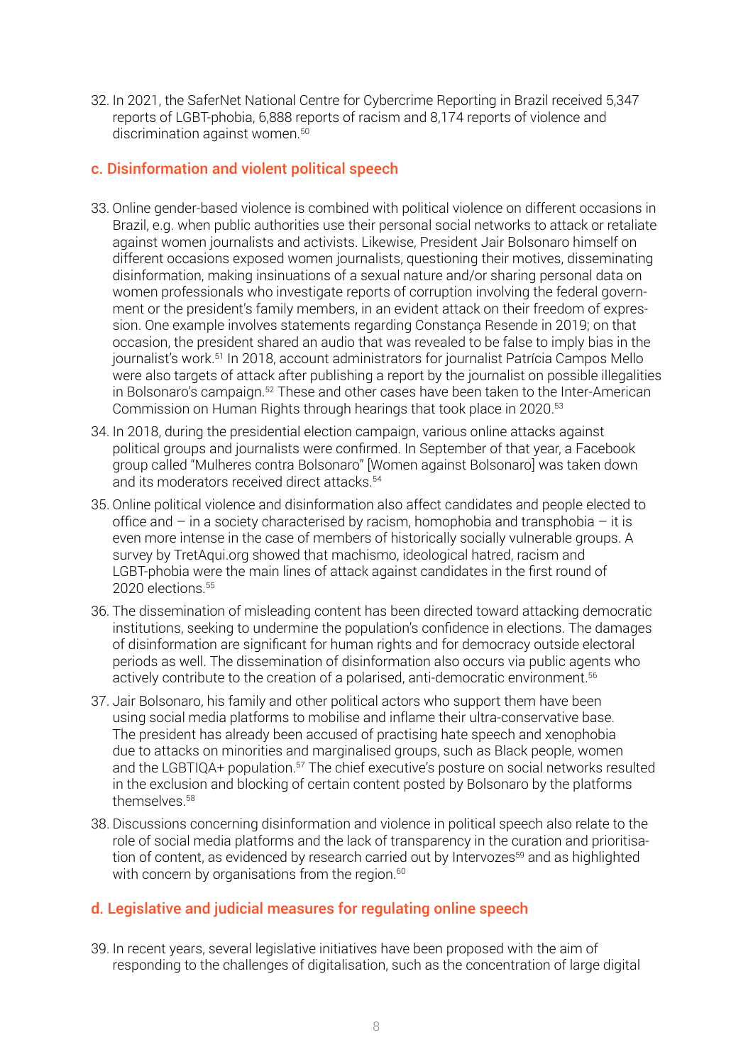32. In 2021, the SaferNet National Centre for Cybercrime Reporting in Brazil received 5,347 reports of LGBT-phobia, 6,888 reports of racism and 8,174 reports of violence and discrimination against women.[50]

## c. Disinformation and violent political speech

33. Online gender-based violence is combined with political violence on different occasions in Brazil, e.g. when public authorities use their personal social networks to attack or retaliate against women journalists and activists. Likewise, President Jair Bolsonaro himself on different occasions exposed women journalists, questioning their motives, disseminating disinformation, making insinuations of a sexual nature and/or sharing personal data on women professionals who investigate reports of corruption involving the federal government or the president's family members, in an evident attack on their freedom of expression. One example involves statements regarding Constança Resende in 2019; on that occasion, the president shared an audio that was revealed to be false to imply bias in the journalist's work.[51] In 2018, account administrators for journalist Patrícia Campos Mello were also targets of attack after publishing a report by the journalist on possible illegalities in Bolsonaro's campaign.[52] These and other cases have been taken to the Inter-American Commission on Human Rights through hearings that took place in 2020.[53]

34. In 2018, during the presidential election campaign, various online attacks against political groups and journalists were confirmed. In September of that year, a Facebook group called "Mulheres contra Bolsonaro" [Women against Bolsonaro] was taken down and its moderators received direct attacks.[54]

35. Online political violence and disinformation also affect candidates and people elected to office and – in a society characterised by racism, homophobia and transphobia – it is even more intense in the case of members of historically socially vulnerable groups. A survey by TretAqui.org showed that machismo, ideological hatred, racism and LGBT-phobia were the main lines of attack against candidates in the first round of 2020 elections.[55]

36. The dissemination of misleading content has been directed toward attacking democratic institutions, seeking to undermine the population's confidence in elections. The damages of disinformation are significant for human rights and for democracy outside electoral periods as well. The dissemination of disinformation also occurs via public agents who actively contribute to the creation of a polarised, anti-democratic environment.[56]

37. Jair Bolsonaro, his family and other political actors who support them have been using social media platforms to mobilise and inflame their ultra-conservative base. The president has already been accused of practising hate speech and xenophobia due to attacks on minorities and marginalised groups, such as Black people, women and the LGBTIQA+ population.[57] The chief executive's posture on social networks resulted in the exclusion and blocking of certain content posted by Bolsonaro by the platforms themselves.[58]

38. Discussions concerning disinformation and violence in political speech also relate to the role of social media platforms and the lack of transparency in the curation and prioritisation of content, as evidenced by research carried out by Intervozes[59] and as highlighted with concern by organisations from the region.[60]

## d. Legislative and judicial measures for regulating online speech

39. In recent years, several legislative initiatives have been proposed with the aim of responding to the challenges of digitalisation, such as the concentration of large digital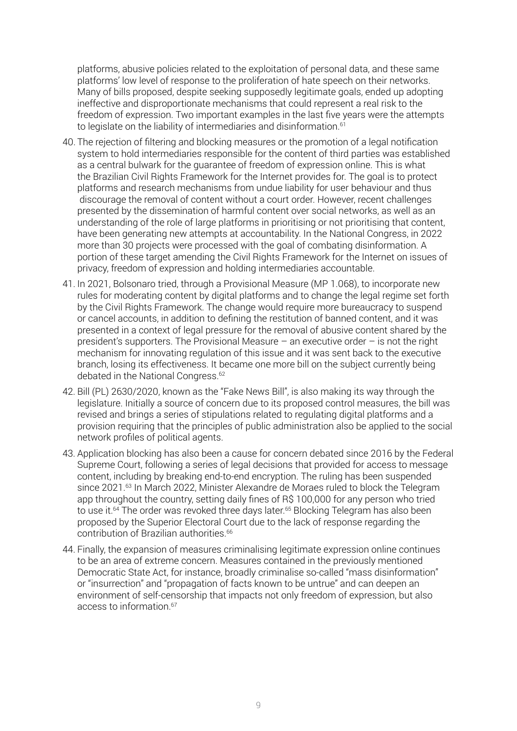platforms, abusive policies related to the exploitation of personal data, and these same platforms' low level of response to the proliferation of hate speech on their networks. Many of bills proposed, despite seeking supposedly legitimate goals, ended up adopting ineffective and disproportionate mechanisms that could represent a real risk to the freedom of expression. Two important examples in the last five years were the attempts to legislate on the liability of intermediaries and disinformation.[61]

40. The rejection of filtering and blocking measures or the promotion of a legal notification system to hold intermediaries responsible for the content of third parties was established as a central bulwark for the guarantee of freedom of expression online. This is what the Brazilian Civil Rights Framework for the Internet provides for. The goal is to protect platforms and research mechanisms from undue liability for user behaviour and thus discourage the removal of content without a court order. However, recent challenges presented by the dissemination of harmful content over social networks, as well as an understanding of the role of large platforms in prioritising or not prioritising that content, have been generating new attempts at accountability. In the National Congress, in 2022 more than 30 projects were processed with the goal of combating disinformation. A portion of these target amending the Civil Rights Framework for the Internet on issues of privacy, freedom of expression and holding intermediaries accountable.

41. In 2021, Bolsonaro tried, through a Provisional Measure (MP 1.068), to incorporate new rules for moderating content by digital platforms and to change the legal regime set forth by the Civil Rights Framework. The change would require more bureaucracy to suspend or cancel accounts, in addition to defining the restitution of banned content, and it was presented in a context of legal pressure for the removal of abusive content shared by the president's supporters. The Provisional Measure – an executive order – is not the right mechanism for innovating regulation of this issue and it was sent back to the executive branch, losing its effectiveness. It became one more bill on the subject currently being debated in the National Congress.[62]

42. Bill (PL) 2630/2020, known as the "Fake News Bill", is also making its way through the legislature. Initially a source of concern due to its proposed control measures, the bill was revised and brings a series of stipulations related to regulating digital platforms and a provision requiring that the principles of public administration also be applied to the social network profiles of political agents.

43. Application blocking has also been a cause for concern debated since 2016 by the Federal Supreme Court, following a series of legal decisions that provided for access to message content, including by breaking end-to-end encryption. The ruling has been suspended since 2021.[63] In March 2022, Minister Alexandre de Moraes ruled to block the Telegram app throughout the country, setting daily fines of R$ 100,000 for any person who tried to use it.[64] The order was revoked three days later.[65] Blocking Telegram has also been proposed by the Superior Electoral Court due to the lack of response regarding the contribution of Brazilian authorities.[66]

44. Finally, the expansion of measures criminalising legitimate expression online continues to be an area of extreme concern. Measures contained in the previously mentioned Democratic State Act, for instance, broadly criminalise so-called "mass disinformation" or "insurrection" and "propagation of facts known to be untrue" and can deepen an environment of self-censorship that impacts not only freedom of expression, but also access to information.[67]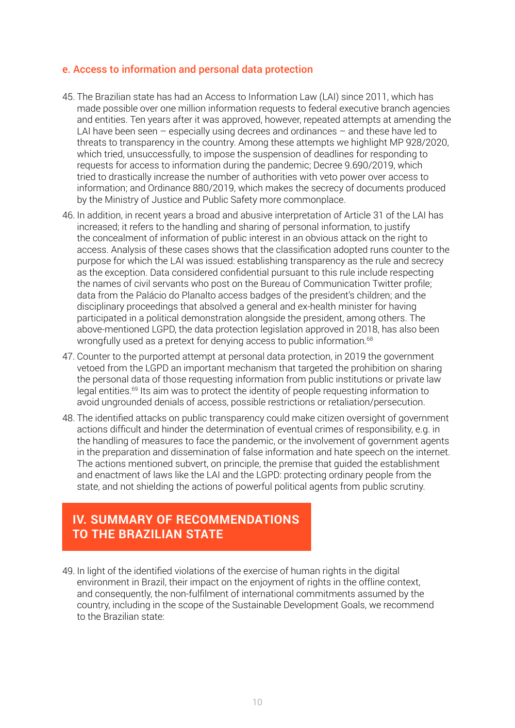### e. Access to information and personal data protection

45. The Brazilian state has had an Access to Information Law (LAI) since 2011, which has made possible over one million information requests to federal executive branch agencies and entities. Ten years after it was approved, however, repeated attempts at amending the LAI have been seen – especially using decrees and ordinances – and these have led to threats to transparency in the country. Among these attempts we highlight MP 928/2020, which tried, unsuccessfully, to impose the suspension of deadlines for responding to requests for access to information during the pandemic; Decree 9.690/2019, which tried to drastically increase the number of authorities with veto power over access to information; and Ordinance 880/2019, which makes the secrecy of documents produced by the Ministry of Justice and Public Safety more commonplace.
46. In addition, in recent years a broad and abusive interpretation of Article 31 of the LAI has increased; it refers to the handling and sharing of personal information, to justify the concealment of information of public interest in an obvious attack on the right to access. Analysis of these cases shows that the classification adopted runs counter to the purpose for which the LAI was issued: establishing transparency as the rule and secrecy as the exception. Data considered confidential pursuant to this rule include respecting the names of civil servants who post on the Bureau of Communication Twitter profile; data from the Palácio do Planalto access badges of the president's children; and the disciplinary proceedings that absolved a general and ex-health minister for having participated in a political demonstration alongside the president, among others. The above-mentioned LGPD, the data protection legislation approved in 2018, has also been wrongfully used as a pretext for denying access to public information.[68]
47. Counter to the purported attempt at personal data protection, in 2019 the government vetoed from the LGPD an important mechanism that targeted the prohibition on sharing the personal data of those requesting information from public institutions or private law legal entities.[69] Its aim was to protect the identity of people requesting information to avoid ungrounded denials of access, possible restrictions or retaliation/persecution.
48. The identified attacks on public transparency could make citizen oversight of government actions difficult and hinder the determination of eventual crimes of responsibility, e.g. in the handling of measures to face the pandemic, or the involvement of government agents in the preparation and dissemination of false information and hate speech on the internet. The actions mentioned subvert, on principle, the premise that guided the establishment and enactment of laws like the LAI and the LGPD: protecting ordinary people from the state, and not shielding the actions of powerful political agents from public scrutiny.

## IV. SUMMARY OF RECOMMENDATIONS TO THE BRAZILIAN STATE

49. In light of the identified violations of the exercise of human rights in the digital environment in Brazil, their impact on the enjoyment of rights in the offline context, and consequently, the non-fulfilment of international commitments assumed by the country, including in the scope of the Sustainable Development Goals, we recommend to the Brazilian state: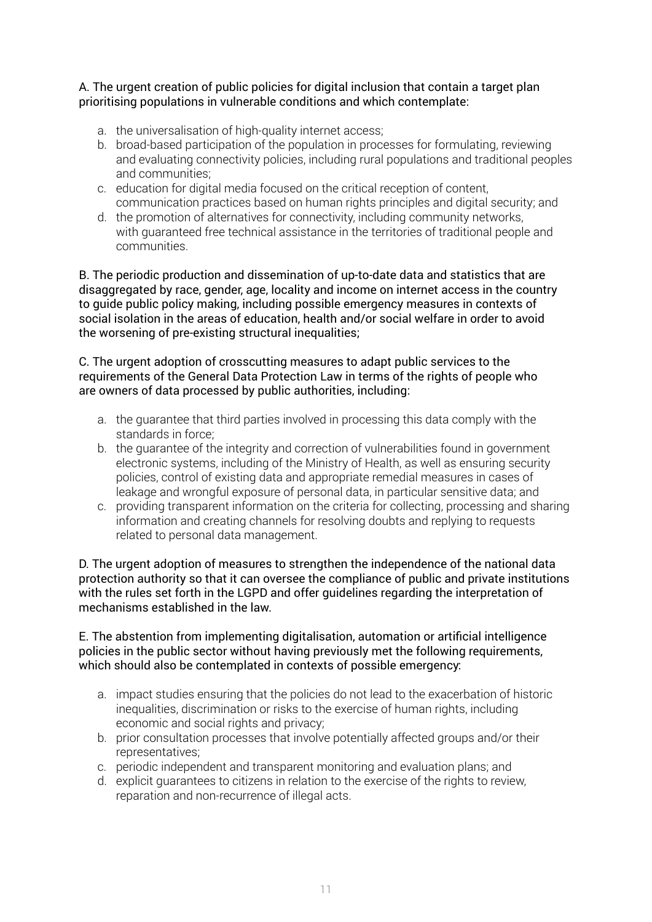A. The urgent creation of public policies for digital inclusion that contain a target plan prioritising populations in vulnerable conditions and which contemplate:

a. the universalisation of high-quality internet access;
b. broad-based participation of the population in processes for formulating, reviewing and evaluating connectivity policies, including rural populations and traditional peoples and communities;
c. education for digital media focused on the critical reception of content, communication practices based on human rights principles and digital security; and
d. the promotion of alternatives for connectivity, including community networks, with guaranteed free technical assistance in the territories of traditional people and communities.

B. The periodic production and dissemination of up-to-date data and statistics that are disaggregated by race, gender, age, locality and income on internet access in the country to guide public policy making, including possible emergency measures in contexts of social isolation in the areas of education, health and/or social welfare in order to avoid the worsening of pre-existing structural inequalities;

C. The urgent adoption of crosscutting measures to adapt public services to the requirements of the General Data Protection Law in terms of the rights of people who are owners of data processed by public authorities, including:

a. the guarantee that third parties involved in processing this data comply with the standards in force;
b. the guarantee of the integrity and correction of vulnerabilities found in government electronic systems, including of the Ministry of Health, as well as ensuring security policies, control of existing data and appropriate remedial measures in cases of leakage and wrongful exposure of personal data, in particular sensitive data; and
c. providing transparent information on the criteria for collecting, processing and sharing information and creating channels for resolving doubts and replying to requests related to personal data management.

D. The urgent adoption of measures to strengthen the independence of the national data protection authority so that it can oversee the compliance of public and private institutions with the rules set forth in the LGPD and offer guidelines regarding the interpretation of mechanisms established in the law.

E. The abstention from implementing digitalisation, automation or artificial intelligence policies in the public sector without having previously met the following requirements, which should also be contemplated in contexts of possible emergency:

a. impact studies ensuring that the policies do not lead to the exacerbation of historic inequalities, discrimination or risks to the exercise of human rights, including economic and social rights and privacy;
b. prior consultation processes that involve potentially affected groups and/or their representatives;
c. periodic independent and transparent monitoring and evaluation plans; and
d. explicit guarantees to citizens in relation to the exercise of the rights to review, reparation and non-recurrence of illegal acts.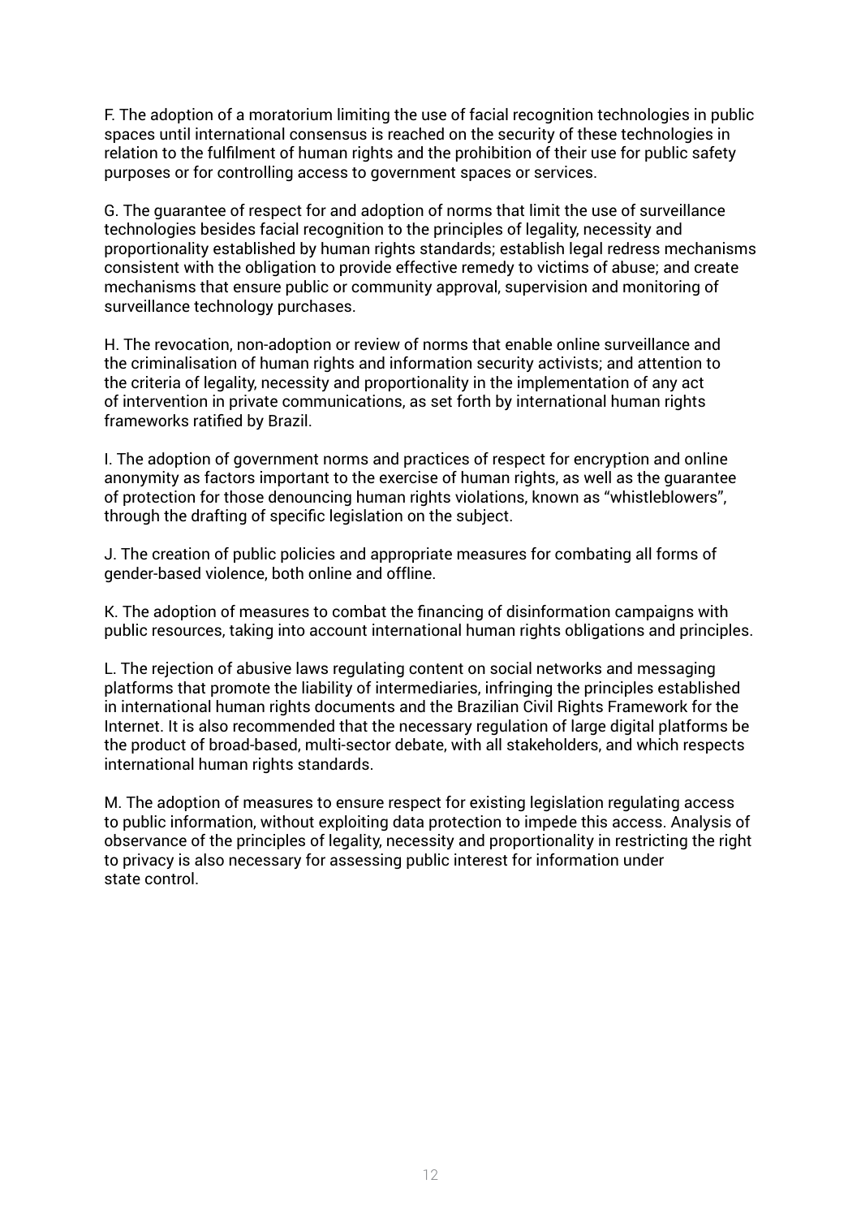F. The adoption of a moratorium limiting the use of facial recognition technologies in public spaces until international consensus is reached on the security of these technologies in relation to the fulfilment of human rights and the prohibition of their use for public safety purposes or for controlling access to government spaces or services.

G. The guarantee of respect for and adoption of norms that limit the use of surveillance technologies besides facial recognition to the principles of legality, necessity and proportionality established by human rights standards; establish legal redress mechanisms consistent with the obligation to provide effective remedy to victims of abuse; and create mechanisms that ensure public or community approval, supervision and monitoring of surveillance technology purchases.

H. The revocation, non-adoption or review of norms that enable online surveillance and the criminalisation of human rights and information security activists; and attention to the criteria of legality, necessity and proportionality in the implementation of any act of intervention in private communications, as set forth by international human rights frameworks ratified by Brazil.

I. The adoption of government norms and practices of respect for encryption and online anonymity as factors important to the exercise of human rights, as well as the guarantee of protection for those denouncing human rights violations, known as "whistleblowers", through the drafting of specific legislation on the subject.

J. The creation of public policies and appropriate measures for combating all forms of gender-based violence, both online and offline.

K. The adoption of measures to combat the financing of disinformation campaigns with public resources, taking into account international human rights obligations and principles.

L. The rejection of abusive laws regulating content on social networks and messaging platforms that promote the liability of intermediaries, infringing the principles established in international human rights documents and the Brazilian Civil Rights Framework for the Internet. It is also recommended that the necessary regulation of large digital platforms be the product of broad-based, multi-sector debate, with all stakeholders, and which respects international human rights standards.

M. The adoption of measures to ensure respect for existing legislation regulating access to public information, without exploiting data protection to impede this access. Analysis of observance of the principles of legality, necessity and proportionality in restricting the right to privacy is also necessary for assessing public interest for information under state control.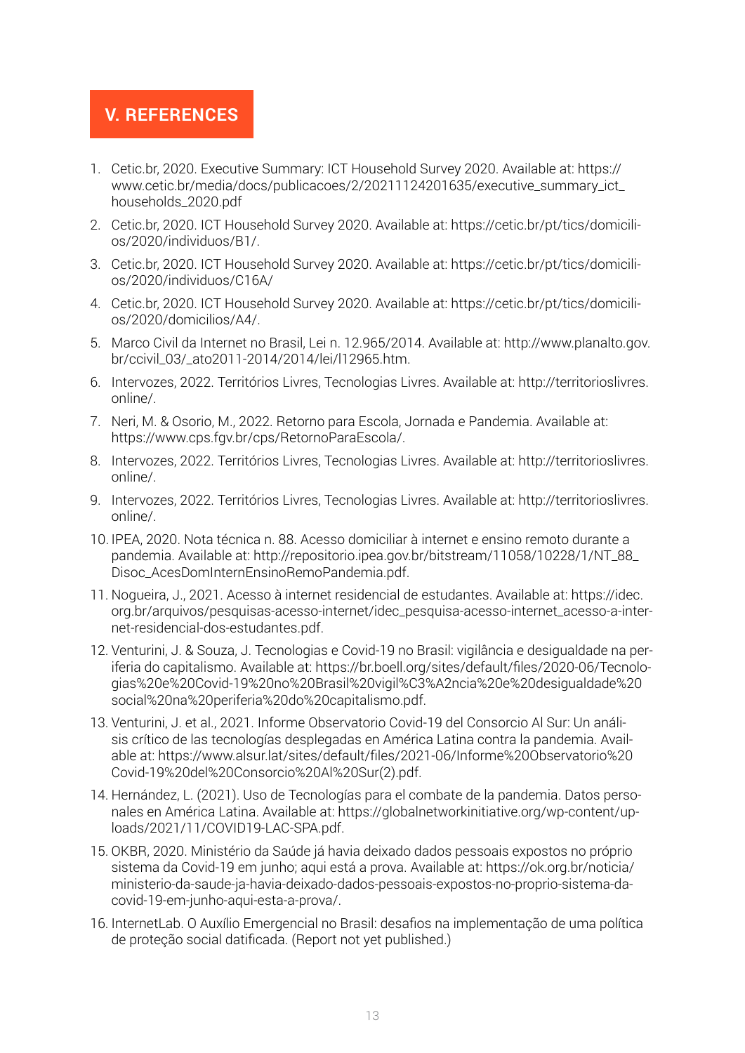## V. REFERENCES

1. Cetic.br, 2020. Executive Summary: ICT Household Survey 2020. Available at: https://www.cetic.br/media/docs/publicacoes/2/20211124201635/executive_summary_ict_households_2020.pdf
2. Cetic.br, 2020. ICT Household Survey 2020. Available at: https://cetic.br/pt/tics/domicilios/2020/individuos/B1/.
3. Cetic.br, 2020. ICT Household Survey 2020. Available at: https://cetic.br/pt/tics/domicilios/2020/individuos/C16A/
4. Cetic.br, 2020. ICT Household Survey 2020. Available at: https://cetic.br/pt/tics/domicilios/2020/domicilios/A4/.
5. Marco Civil da Internet no Brasil, Lei n. 12.965/2014. Available at: http://www.planalto.gov.br/ccivil_03/_ato2011-2014/2014/lei/l12965.htm.
6. Intervozes, 2022. Territórios Livres, Tecnologias Livres. Available at: http://territorioslivres.online/.
7. Neri, M. & Osorio, M., 2022. Retorno para Escola, Jornada e Pandemia. Available at: https://www.cps.fgv.br/cps/RetornoParaEscola/.
8. Intervozes, 2022. Territórios Livres, Tecnologias Livres. Available at: http://territorioslivres.online/.
9. Intervozes, 2022. Territórios Livres, Tecnologias Livres. Available at: http://territorioslivres.online/.
10. IPEA, 2020. Nota técnica n. 88. Acesso domiciliar à internet e ensino remoto durante a pandemia. Available at: http://repositorio.ipea.gov.br/bitstream/11058/10228/1/NT_88_Disoc_AcesDomInternEnsinoRemoPandemia.pdf.
11. Nogueira, J., 2021. Acesso à internet residencial de estudantes. Available at: https://idec.org.br/arquivos/pesquisas-acesso-internet/idec_pesquisa-acesso-internet_acesso-a-internet-residencial-dos-estudantes.pdf.
12. Venturini, J. & Souza, J. Tecnologias e Covid-19 no Brasil: vigilância e desigualdade na periferia do capitalismo. Available at: https://br.boell.org/sites/default/files/2020-06/Tecnologias%20e%20Covid-19%20no%20Brasil%20vigil%C3%A2ncia%20e%20desigualdade%20social%20na%20periferia%20do%20capitalismo.pdf.
13. Venturini, J. et al., 2021. Informe Observatorio Covid-19 del Consorcio Al Sur: Un análisis crítico de las tecnologías desplegadas en América Latina contra la pandemia. Available at: https://www.alsur.lat/sites/default/files/2021-06/Informe%20Observatorio%20Covid-19%20del%20Consorcio%20Al%20Sur(2).pdf.
14. Hernández, L. (2021). Uso de Tecnologías para el combate de la pandemia. Datos personales en América Latina. Available at: https://globalnetworkinitiative.org/wp-content/uploads/2021/11/COVID19-LAC-SPA.pdf.
15. OKBR, 2020. Ministério da Saúde já havia deixado dados pessoais expostos no próprio sistema da Covid-19 em junho; aqui está a prova. Available at: https://ok.org.br/noticia/ministerio-da-saude-ja-havia-deixado-dados-pessoais-expostos-no-proprio-sistema-da-covid-19-em-junho-aqui-esta-a-prova/.
16. InternetLab. O Auxílio Emergencial no Brasil: desafios na implementação de uma política de proteção social datificada. (Report not yet published.)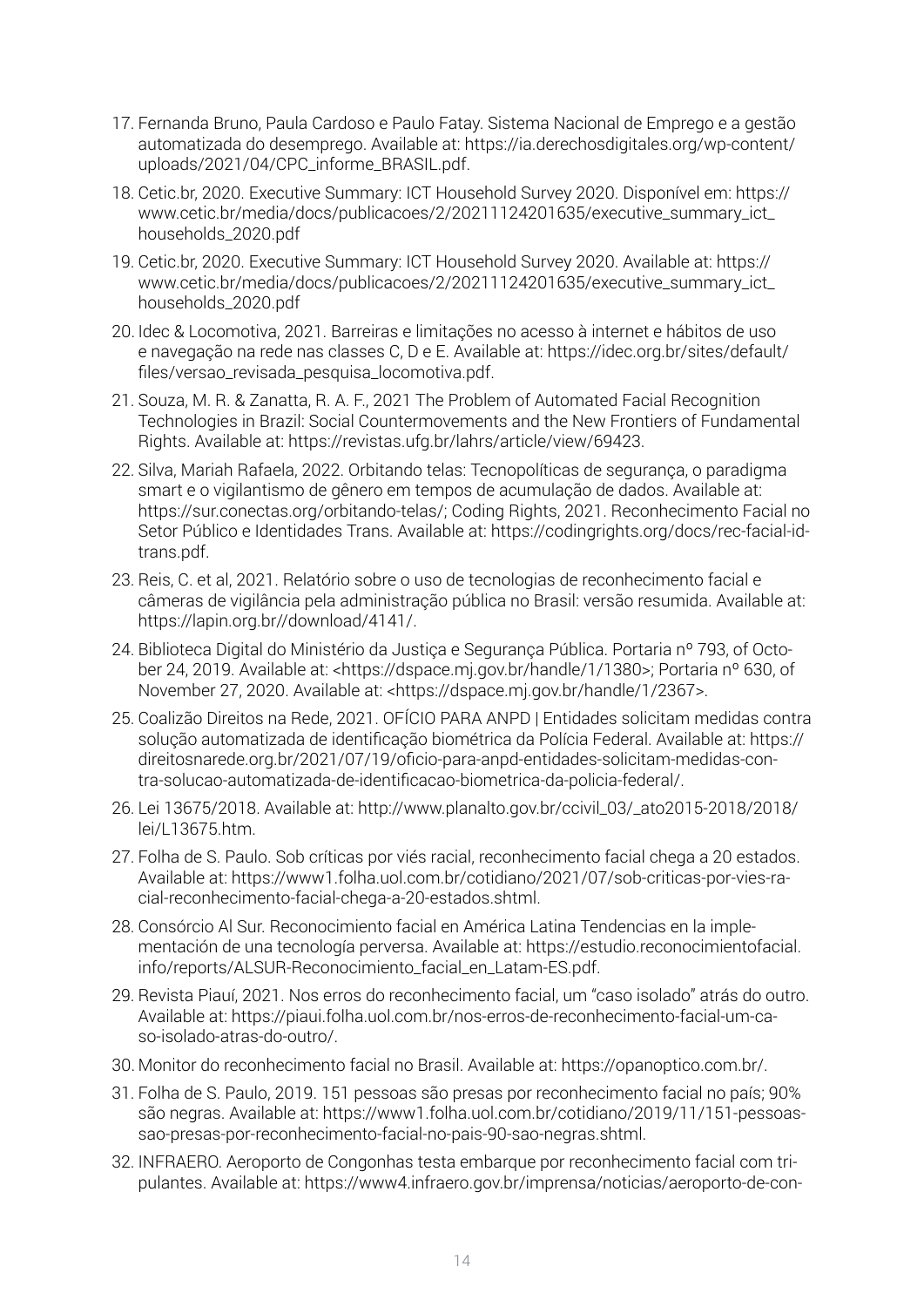17. Fernanda Bruno, Paula Cardoso e Paulo Fatay. Sistema Nacional de Emprego e a gestão automatizada do desemprego. Available at: https://ia.derechosdigitales.org/wp-content/uploads/2021/04/CPC_informe_BRASIL.pdf.

18. Cetic.br, 2020. Executive Summary: ICT Household Survey 2020. Disponível em: https://www.cetic.br/media/docs/publicacoes/2/20211124201635/executive_summary_ict_households_2020.pdf

19. Cetic.br, 2020. Executive Summary: ICT Household Survey 2020. Available at: https://www.cetic.br/media/docs/publicacoes/2/20211124201635/executive_summary_ict_households_2020.pdf

20. Idec & Locomotiva, 2021. Barreiras e limitações no acesso à internet e hábitos de uso e navegação na rede nas classes C, D e E. Available at: https://idec.org.br/sites/default/files/versao_revisada_pesquisa_locomotiva.pdf.

21. Souza, M. R. & Zanatta, R. A. F., 2021 The Problem of Automated Facial Recognition Technologies in Brazil: Social Countermovements and the New Frontiers of Fundamental Rights. Available at: https://revistas.ufg.br/lahrs/article/view/69423.

22. Silva, Mariah Rafaela, 2022. Orbitando telas: Tecnopolíticas de segurança, o paradigma smart e o vigilantismo de gênero em tempos de acumulação de dados. Available at: https://sur.conectas.org/orbitando-telas/; Coding Rights, 2021. Reconhecimento Facial no Setor Público e Identidades Trans. Available at: https://codingrights.org/docs/rec-facial-id-trans.pdf.

23. Reis, C. et al, 2021. Relatório sobre o uso de tecnologias de reconhecimento facial e câmeras de vigilância pela administração pública no Brasil: versão resumida. Available at: https://lapin.org.br//download/4141/.

24. Biblioteca Digital do Ministério da Justiça e Segurança Pública. Portaria nº 793, of October 24, 2019. Available at: <https://dspace.mj.gov.br/handle/1/1380>; Portaria nº 630, of November 27, 2020. Available at: <https://dspace.mj.gov.br/handle/1/2367>.

25. Coalizão Direitos na Rede, 2021. OFÍCIO PARA ANPD | Entidades solicitam medidas contra solução automatizada de identificação biométrica da Polícia Federal. Available at: https://direitosnarede.org.br/2021/07/19/oficio-para-anpd-entidades-solicitam-medidas-contra-solucao-automatizada-de-identificacao-biometrica-da-policia-federal/.

26. Lei 13675/2018. Available at: http://www.planalto.gov.br/ccivil_03/_ato2015-2018/2018/lei/L13675.htm.

27. Folha de S. Paulo. Sob críticas por viés racial, reconhecimento facial chega a 20 estados. Available at: https://www1.folha.uol.com.br/cotidiano/2021/07/sob-criticas-por-vies-racial-reconhecimento-facial-chega-a-20-estados.shtml.

28. Consórcio Al Sur. Reconocimiento facial en América Latina Tendencias en la implementación de una tecnología perversa. Available at: https://estudio.reconocimientofacial.info/reports/ALSUR-Reconocimiento_facial_en_Latam-ES.pdf.

29. Revista Piauí, 2021. Nos erros do reconhecimento facial, um "caso isolado" atrás do outro. Available at: https://piaui.folha.uol.com.br/nos-erros-de-reconhecimento-facial-um-caso-isolado-atras-do-outro/.

30. Monitor do reconhecimento facial no Brasil. Available at: https://opanoptico.com.br/.

31. Folha de S. Paulo, 2019. 151 pessoas são presas por reconhecimento facial no país; 90% são negras. Available at: https://www1.folha.uol.com.br/cotidiano/2019/11/151-pessoas-sao-presas-por-reconhecimento-facial-no-pais-90-sao-negras.shtml.

32. INFRAERO. Aeroporto de Congonhas testa embarque por reconhecimento facial com tripulantes. Available at: https://www4.infraero.gov.br/imprensa/noticias/aeroporto-de-con-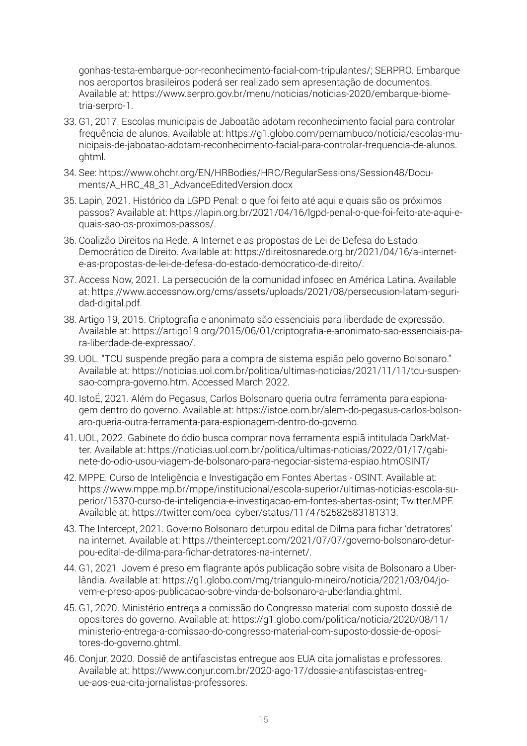gonhas-testa-embarque-por-reconhecimento-facial-com-tripulantes/; SERPRO. Embarque nos aeroportos brasileiros poderá ser realizado sem apresentação de documentos. Available at: https://www.serpro.gov.br/menu/noticias/noticias-2020/embarque-biometria-serpro-1.

33. G1, 2017. Escolas municipais de Jaboatão adotam reconhecimento facial para controlar frequência de alunos. Available at: https://g1.globo.com/pernambuco/noticia/escolas-municipais-de-jaboatao-adotam-reconhecimento-facial-para-controlar-frequencia-de-alunos.ghtml.
34. See: https://www.ohchr.org/EN/HRBodies/HRC/RegularSessions/Session48/Documents/A_HRC_48_31_AdvanceEditedVersion.docx
35. Lapin, 2021. Histórico da LGPD Penal: o que foi feito até aqui e quais são os próximos passos? Available at: https://lapin.org.br/2021/04/16/lgpd-penal-o-que-foi-feito-ate-aqui-e-quais-sao-os-proximos-passos/.
36. Coalizão Direitos na Rede. A Internet e as propostas de Lei de Defesa do Estado Democrático de Direito. Available at: https://direitosnarede.org.br/2021/04/16/a-internet-e-as-propostas-de-lei-de-defesa-do-estado-democratico-de-direito/.
37. Access Now, 2021. La persecución de la comunidad infosec en América Latina. Available at: https://www.accessnow.org/cms/assets/uploads/2021/08/persecusion-latam-seguridad-digital.pdf.
38. Artigo 19, 2015. Criptografia e anonimato são essenciais para liberdade de expressão. Available at: https://artigo19.org/2015/06/01/criptografia-e-anonimato-sao-essenciais-para-liberdade-de-expressao/.
39. UOL. "TCU suspende pregão para a compra de sistema espião pelo governo Bolsonaro." Available at: https://noticias.uol.com.br/politica/ultimas-noticias/2021/11/11/tcu-suspensao-compra-governo.htm. Accessed March 2022.
40. IstoÉ, 2021. Além do Pegasus, Carlos Bolsonaro queria outra ferramenta para espionagem dentro do governo. Available at: https://istoe.com.br/alem-do-pegasus-carlos-bolsonaro-queria-outra-ferramenta-para-espionagem-dentro-do-governo.
41. UOL, 2022. Gabinete do ódio busca comprar nova ferramenta espiã intitulada DarkMatter. Available at: https://noticias.uol.com.br/politica/ultimas-noticias/2022/01/17/gabinete-do-odio-usou-viagem-de-bolsonaro-para-negociar-sistema-espiao.htmOSINT/
42. MPPE. Curso de Inteligência e Investigação em Fontes Abertas - OSINT. Available at: https://www.mppe.mp.br/mppe/institucional/escola-superior/ultimas-noticias-escola-superior/15370-curso-de-inteligencia-e-investigacao-em-fontes-abertas-osint; Twitter.MPF. Available at: https://twitter.com/oea_cyber/status/1174752582583181313.
43. The Intercept, 2021. Governo Bolsonaro deturpou edital de Dilma para fichar 'detratores' na internet. Available at: https://theintercept.com/2021/07/07/governo-bolsonaro-deturpou-edital-de-dilma-para-fichar-detratores-na-internet/.
44. G1, 2021. Jovem é preso em flagrante após publicação sobre visita de Bolsonaro a Uberlândia. Available at: https://g1.globo.com/mg/triangulo-mineiro/noticia/2021/03/04/jovem-e-preso-apos-publicacao-sobre-vinda-de-bolsonaro-a-uberlandia.ghtml.
45. G1, 2020. Ministério entrega a comissão do Congresso material com suposto dossiê de opositores do governo. Available at: https://g1.globo.com/politica/noticia/2020/08/11/ministerio-entrega-a-comissao-do-congresso-material-com-suposto-dossie-de-opositores-do-governo.ghtml.
46. Conjur, 2020. Dossiê de antifascistas entregue aos EUA cita jornalistas e professores. Available at: https://www.conjur.com.br/2020-ago-17/dossie-antifascistas-entregue-aos-eua-cita-jornalistas-professores.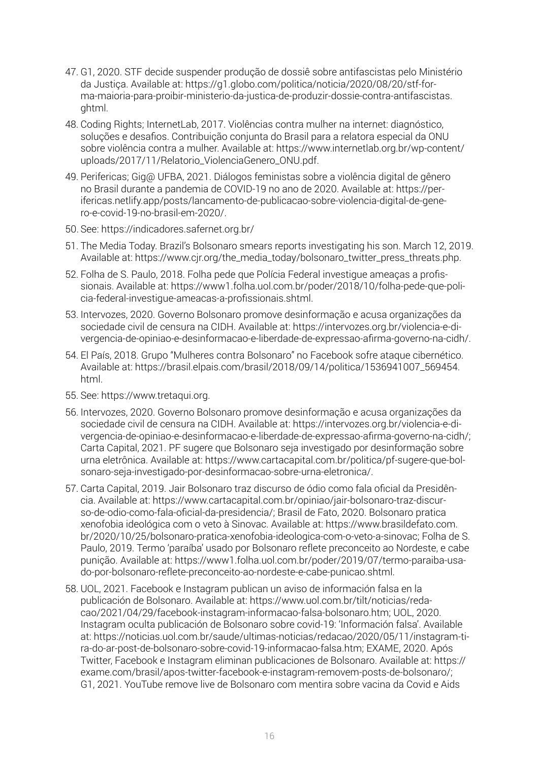47. G1, 2020. STF decide suspender produção de dossiê sobre antifascistas pelo Ministério da Justiça. Available at: https://g1.globo.com/politica/noticia/2020/08/20/stf-forma-maioria-para-proibir-ministerio-da-justica-de-produzir-dossie-contra-antifascistas.ghtml.
48. Coding Rights; InternetLab, 2017. Violências contra mulher na internet: diagnóstico, soluções e desafios. Contribuição conjunta do Brasil para a relatora especial da ONU sobre violência contra a mulher. Available at: https://www.internetlab.org.br/wp-content/uploads/2017/11/Relatorio_ViolenciaGenero_ONU.pdf.
49. Perifericas; Gig@ UFBA, 2021. Diálogos feministas sobre a violência digital de gênero no Brasil durante a pandemia de COVID-19 no ano de 2020. Available at: https://perifericas.netlify.app/posts/lancamento-de-publicacao-sobre-violencia-digital-de-genero-e-covid-19-no-brasil-em-2020/.
50. See: https://indicadores.safernet.org.br/
51. The Media Today. Brazil's Bolsonaro smears reports investigating his son. March 12, 2019. Available at: https://www.cjr.org/the_media_today/bolsonaro_twitter_press_threats.php.
52. Folha de S. Paulo, 2018. Folha pede que Polícia Federal investigue ameaças a profissionais. Available at: https://www1.folha.uol.com.br/poder/2018/10/folha-pede-que-policia-federal-investigue-ameacas-a-profissionais.shtml.
53. Intervozes, 2020. Governo Bolsonaro promove desinformação e acusa organizações da sociedade civil de censura na CIDH. Available at: https://intervozes.org.br/violencia-e-divergencia-de-opiniao-e-desinformacao-e-liberdade-de-expressao-afirma-governo-na-cidh/.
54. El País, 2018. Grupo "Mulheres contra Bolsonaro" no Facebook sofre ataque cibernético. Available at: https://brasil.elpais.com/brasil/2018/09/14/politica/1536941007_569454.html.
55. See: https://www.tretaqui.org.
56. Intervozes, 2020. Governo Bolsonaro promove desinformação e acusa organizações da sociedade civil de censura na CIDH. Available at: https://intervozes.org.br/violencia-e-divergencia-de-opiniao-e-desinformacao-e-liberdade-de-expressao-afirma-governo-na-cidh/; Carta Capital, 2021. PF sugere que Bolsonaro seja investigado por desinformação sobre urna eletrônica. Available at: https://www.cartacapital.com.br/politica/pf-sugere-que-bolsonaro-seja-investigado-por-desinformacao-sobre-urna-eletronica/.
57. Carta Capital, 2019. Jair Bolsonaro traz discurso de ódio como fala oficial da Presidência. Available at: https://www.cartacapital.com.br/opiniao/jair-bolsonaro-traz-discurso-de-odio-como-fala-oficial-da-presidencia/; Brasil de Fato, 2020. Bolsonaro pratica xenofobia ideológica com o veto à Sinovac. Available at: https://www.brasildefato.com.br/2020/10/25/bolsonaro-pratica-xenofobia-ideologica-com-o-veto-a-sinovac; Folha de S. Paulo, 2019. Termo 'paraíba' usado por Bolsonaro reflete preconceito ao Nordeste, e cabe punição. Available at: https://www1.folha.uol.com.br/poder/2019/07/termo-paraiba-usado-por-bolsonaro-reflete-preconceito-ao-nordeste-e-cabe-punicao.shtml.
58. UOL, 2021. Facebook e Instagram publican un aviso de información falsa en la publicación de Bolsonaro. Available at: https://www.uol.com.br/tilt/noticias/redacao/2021/04/29/facebook-instagram-informacao-falsa-bolsonaro.htm; UOL, 2020. Instagram oculta publicación de Bolsonaro sobre covid-19: 'Información falsa'. Available at: https://noticias.uol.com.br/saude/ultimas-noticias/redacao/2020/05/11/instagram-tira-do-ar-post-de-bolsonaro-sobre-covid-19-informacao-falsa.htm; EXAME, 2020. Após Twitter, Facebook e Instagram eliminan publicaciones de Bolsonaro. Available at: https://exame.com/brasil/apos-twitter-facebook-e-instagram-removem-posts-de-bolsonaro/; G1, 2021. YouTube remove live de Bolsonaro com mentira sobre vacina da Covid e Aids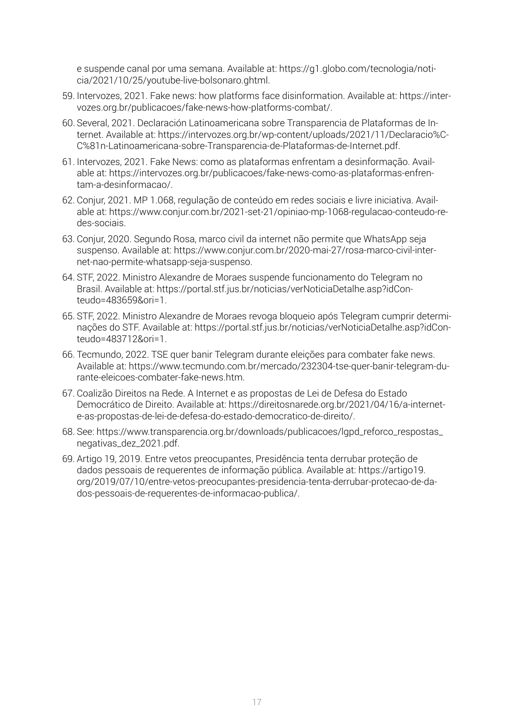e suspende canal por uma semana. Available at: https://g1.globo.com/tecnologia/noticia/2021/10/25/youtube-live-bolsonaro.ghtml.

59. Intervozes, 2021. Fake news: how platforms face disinformation. Available at: https://intervozes.org.br/publicacoes/fake-news-how-platforms-combat/.
60. Several, 2021. Declaración Latinoamericana sobre Transparencia de Plataformas de Internet. Available at: https://intervozes.org.br/wp-content/uploads/2021/11/Declaracio%CC%81n-Latinoamericana-sobre-Transparencia-de-Plataformas-de-Internet.pdf.
61. Intervozes, 2021. Fake News: como as plataformas enfrentam a desinformação. Available at: https://intervozes.org.br/publicacoes/fake-news-como-as-plataformas-enfrentam-a-desinformacao/.
62. Conjur, 2021. MP 1.068, regulação de conteúdo em redes sociais e livre iniciativa. Available at: https://www.conjur.com.br/2021-set-21/opiniao-mp-1068-regulacao-conteudo-redes-sociais.
63. Conjur, 2020. Segundo Rosa, marco civil da internet não permite que WhatsApp seja suspenso. Available at: https://www.conjur.com.br/2020-mai-27/rosa-marco-civil-internet-nao-permite-whatsapp-seja-suspenso.
64. STF, 2022. Ministro Alexandre de Moraes suspende funcionamento do Telegram no Brasil. Available at: https://portal.stf.jus.br/noticias/verNoticiaDetalhe.asp?idConteudo=483659&ori=1.
65. STF, 2022. Ministro Alexandre de Moraes revoga bloqueio após Telegram cumprir determinações do STF. Available at: https://portal.stf.jus.br/noticias/verNoticiaDetalhe.asp?idConteudo=483712&ori=1.
66. Tecmundo, 2022. TSE quer banir Telegram durante eleições para combater fake news. Available at: https://www.tecmundo.com.br/mercado/232304-tse-quer-banir-telegram-durante-eleicoes-combater-fake-news.htm.
67. Coalizão Direitos na Rede. A Internet e as propostas de Lei de Defesa do Estado Democrático de Direito. Available at: https://direitosnarede.org.br/2021/04/16/a-internet-e-as-propostas-de-lei-de-defesa-do-estado-democratico-de-direito/.
68. See: https://www.transparencia.org.br/downloads/publicacoes/lgpd_reforco_respostas_negativas_dez_2021.pdf.
69. Artigo 19, 2019. Entre vetos preocupantes, Presidência tenta derrubar proteção de dados pessoais de requerentes de informação pública. Available at: https://artigo19.org/2019/07/10/entre-vetos-preocupantes-presidencia-tenta-derrubar-protecao-de-dados-pessoais-de-requerentes-de-informacao-publica/.